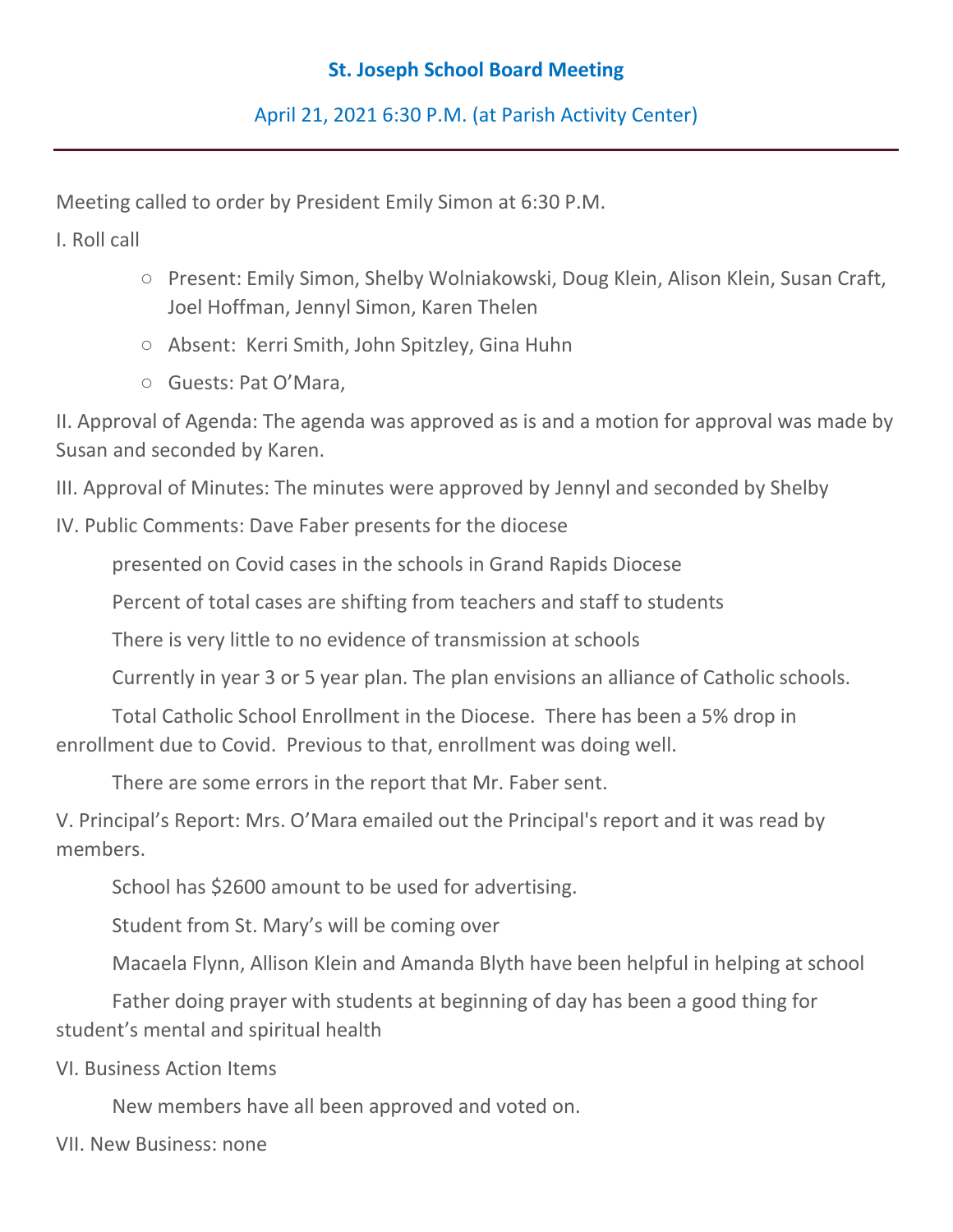# St. Joseph School Board Meeting

April 21, 2021 6:30 P.M. (at Parish Activity Center)

---

Meeting called to order by President Emily Simon at 6:30 P.M.

I. Roll call

- Present: Emily Simon, Shelby Wolniakowski, Doug Klein, Alison Klein, Susan Craft, Joel Hoffman, Jennyl Simon, Karen Thelen
- Absent: Kerri Smith, John Spitzley, Gina Huhn
- Guests: Pat O'Mara,

II. Approval of Agenda: The agenda was approved as is and a motion for approval was made by Susan and seconded by Karen.

III. Approval of Minutes: The minutes were approved by Jennyl and seconded by Shelby

IV. Public Comments: Dave Faber presents for the diocese

presented on Covid cases in the schools in Grand Rapids Diocese

Percent of total cases are shifting from teachers and staff to students

There is very little to no evidence of transmission at schools

Currently in year 3 or 5 year plan. The plan envisions an alliance of Catholic schools.

Total Catholic School Enrollment in the Diocese. There has been a 5% drop in enrollment due to Covid. Previous to that, enrollment was doing well.

There are some errors in the report that Mr. Faber sent.

V. Principal's Report: Mrs. O'Mara emailed out the Principal's report and it was read by members.

School has $2600 amount to be used for advertising.

Student from St. Mary's will be coming over

Macaela Flynn, Allison Klein and Amanda Blyth have been helpful in helping at school

Father doing prayer with students at beginning of day has been a good thing for student's mental and spiritual health

VI. Business Action Items

New members have all been approved and voted on.

VII. New Business: none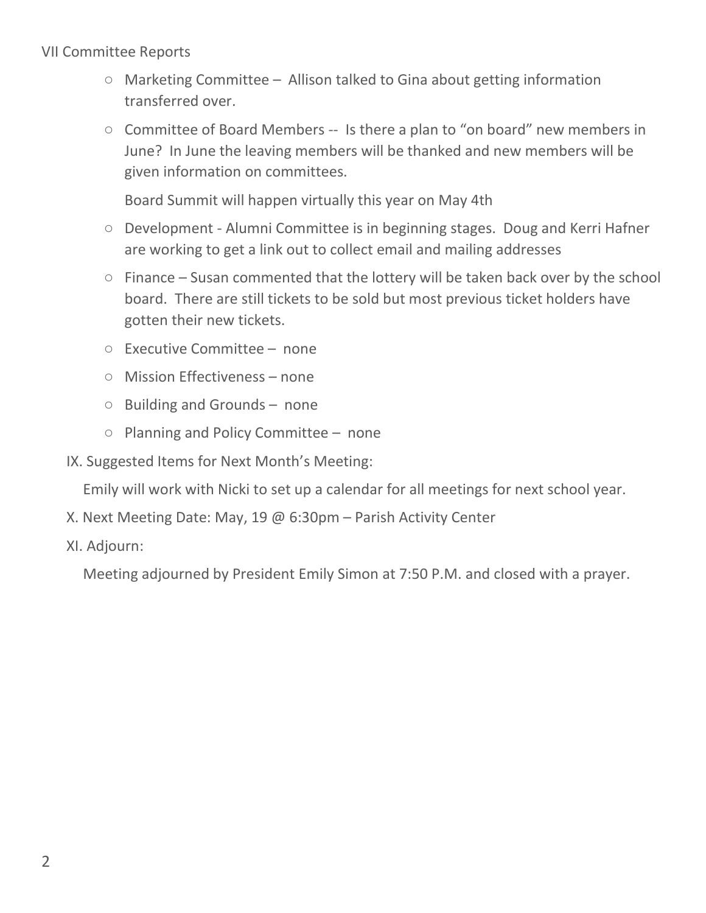VII Committee Reports

- Marketing Committee – Allison talked to Gina about getting information transferred over.
- Committee of Board Members -- Is there a plan to "on board" new members in June? In June the leaving members will be thanked and new members will be given information on committees.

  Board Summit will happen virtually this year on May 4th
- Development - Alumni Committee is in beginning stages. Doug and Kerri Hafner are working to get a link out to collect email and mailing addresses
- Finance – Susan commented that the lottery will be taken back over by the school board. There are still tickets to be sold but most previous ticket holders have gotten their new tickets.
- Executive Committee – none
- Mission Effectiveness – none
- Building and Grounds – none
- Planning and Policy Committee – none

IX. Suggested Items for Next Month's Meeting:

Emily will work with Nicki to set up a calendar for all meetings for next school year.

X. Next Meeting Date: May, 19 @ 6:30pm – Parish Activity Center

XI. Adjourn:

Meeting adjourned by President Emily Simon at 7:50 P.M. and closed with a prayer.